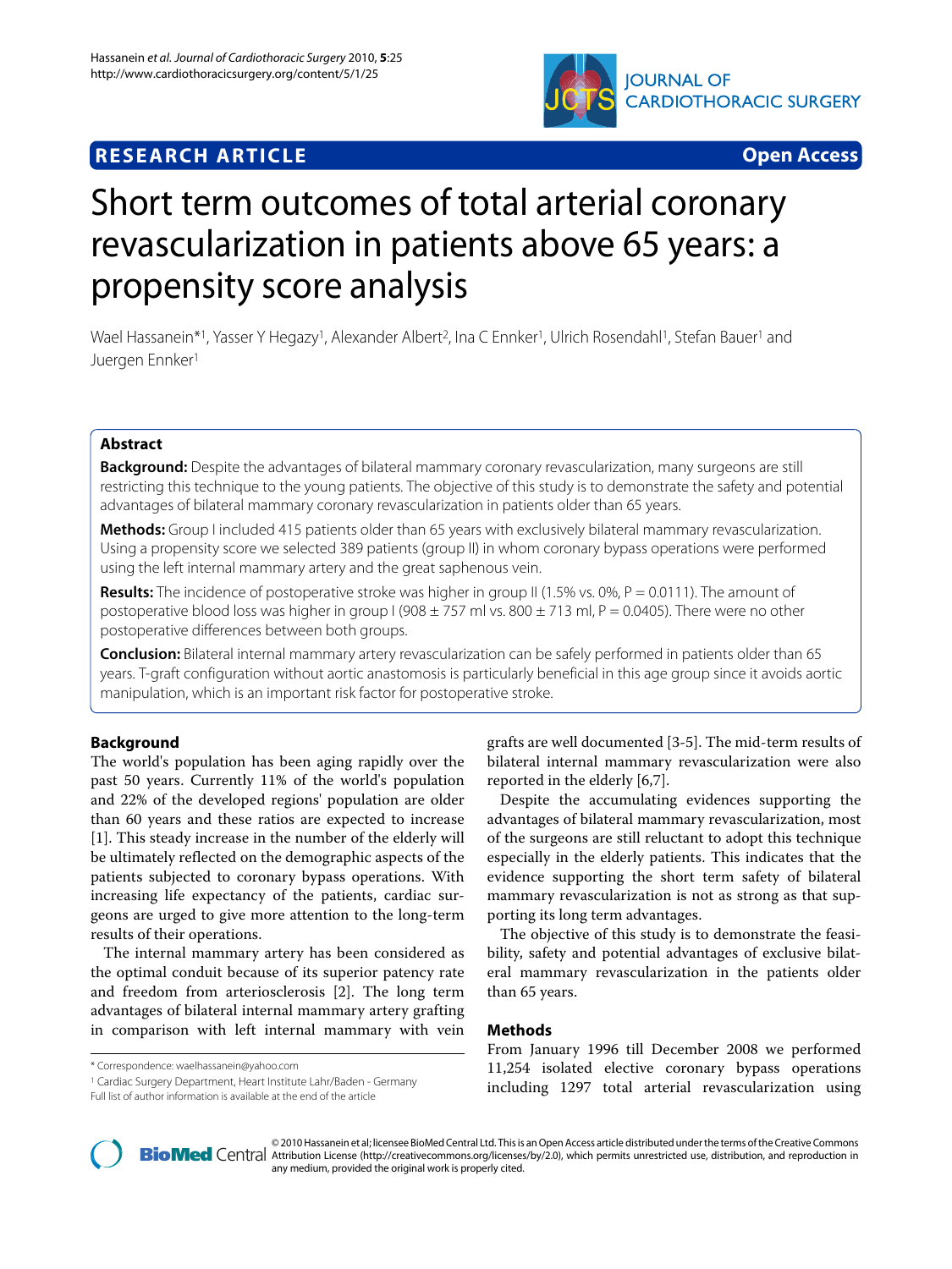**RESEARCH ARTICLE** **Open Access**

# Short term outcomes of total arterial coronary revascularization in patients above 65 years: a propensity score analysis

Wael Hassanein*[1], Yasser Y Hegazy[1], Alexander Albert[2], Ina C Ennker[1], Ulrich Rosendahl[1], Stefan Bauer[1] and Juergen Ennker[1]

## Abstract

**Background:** Despite the advantages of bilateral mammary coronary revascularization, many surgeons are still restricting this technique to the young patients. The objective of this study is to demonstrate the safety and potential advantages of bilateral mammary coronary revascularization in patients older than 65 years.

**Methods:** Group I included 415 patients older than 65 years with exclusively bilateral mammary revascularization. Using a propensity score we selected 389 patients (group II) in whom coronary bypass operations were performed using the left internal mammary artery and the great saphenous vein.

**Results:** The incidence of postoperative stroke was higher in group II (1.5% vs. 0%, P = 0.0111). The amount of postoperative blood loss was higher in group I (908 ± 757 ml vs. 800 ± 713 ml, P = 0.0405). There were no other postoperative differences between both groups.

**Conclusion:** Bilateral internal mammary artery revascularization can be safely performed in patients older than 65 years. T-graft configuration without aortic anastomosis is particularly beneficial in this age group since it avoids aortic manipulation, which is an important risk factor for postoperative stroke.

## Background

The world's population has been aging rapidly over the past 50 years. Currently 11% of the world's population and 22% of the developed regions' population are older than 60 years and these ratios are expected to increase [1]. This steady increase in the number of the elderly will be ultimately reflected on the demographic aspects of the patients subjected to coronary bypass operations. With increasing life expectancy of the patients, cardiac surgeons are urged to give more attention to the long-term results of their operations.

The internal mammary artery has been considered as the optimal conduit because of its superior patency rate and freedom from arteriosclerosis [2]. The long term advantages of bilateral internal mammary artery grafting in comparison with left internal mammary with vein grafts are well documented [3-5]. The mid-term results of bilateral internal mammary revascularization were also reported in the elderly [6,7].

Despite the accumulating evidences supporting the advantages of bilateral mammary revascularization, most of the surgeons are still reluctant to adopt this technique especially in the elderly patients. This indicates that the evidence supporting the short term safety of bilateral mammary revascularization is not as strong as that supporting its long term advantages.

The objective of this study is to demonstrate the feasibility, safety and potential advantages of exclusive bilateral mammary revascularization in the patients older than 65 years.

## Methods

From January 1996 till December 2008 we performed 11,254 isolated elective coronary bypass operations including 1297 total arterial revascularization using

\* Correspondence: waelhassanein@yahoo.com

[1] Cardiac Surgery Department, Heart Institute Lahr/Baden - Germany

Full list of author information is available at the end of the article

© 2010 Hassanein et al; licensee BioMed Central Ltd. This is an Open Access article distributed under the terms of the Creative Commons Attribution License (http://creativecommons.org/licenses/by/2.0), which permits unrestricted use, distribution, and reproduction in any medium, provided the original work is properly cited.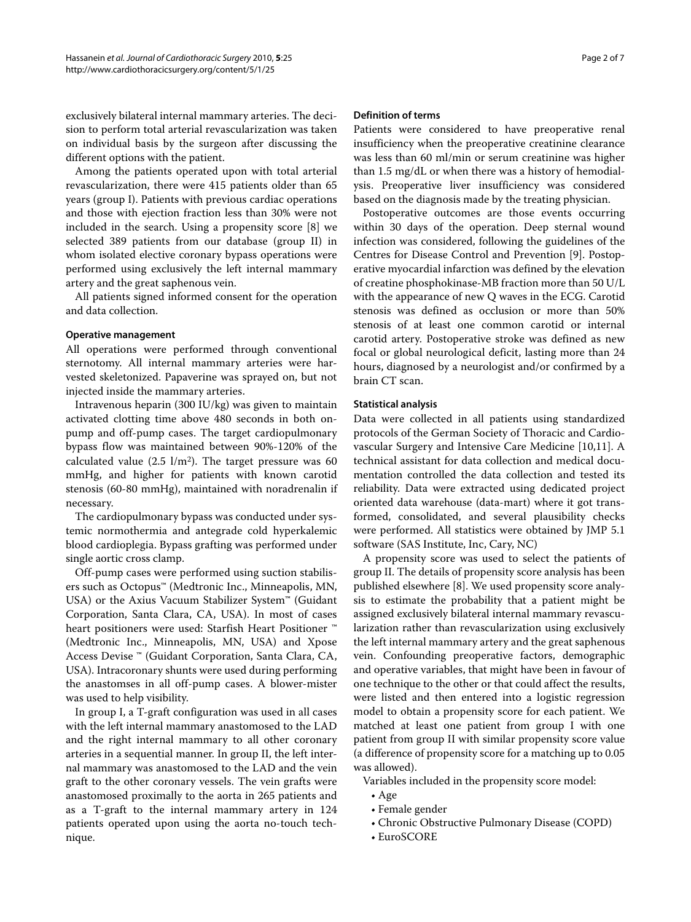exclusively bilateral internal mammary arteries. The decision to perform total arterial revascularization was taken on individual basis by the surgeon after discussing the different options with the patient.

Among the patients operated upon with total arterial revascularization, there were 415 patients older than 65 years (group I). Patients with previous cardiac operations and those with ejection fraction less than 30% were not included in the search. Using a propensity score [8] we selected 389 patients from our database (group II) in whom isolated elective coronary bypass operations were performed using exclusively the left internal mammary artery and the great saphenous vein.

All patients signed informed consent for the operation and data collection.

#### Operative management

All operations were performed through conventional sternotomy. All internal mammary arteries were harvested skeletonized. Papaverine was sprayed on, but not injected inside the mammary arteries.

Intravenous heparin (300 IU/kg) was given to maintain activated clotting time above 480 seconds in both on-pump and off-pump cases. The target cardiopulmonary bypass flow was maintained between 90%-120% of the calculated value (2.5 $l/m^2$). The target pressure was 60 mmHg, and higher for patients with known carotid stenosis (60-80 mmHg), maintained with noradrenalin if necessary.

The cardiopulmonary bypass was conducted under systemic normothermia and antegrade cold hyperkalemic blood cardioplegia. Bypass grafting was performed under single aortic cross clamp.

Off-pump cases were performed using suction stabilisers such as Octopus™ (Medtronic Inc., Minneapolis, MN, USA) or the Axius Vacuum Stabilizer System™ (Guidant Corporation, Santa Clara, CA, USA). In most of cases heart positioners were used: Starfish Heart Positioner ™ (Medtronic Inc., Minneapolis, MN, USA) and Xpose Access Devise ™ (Guidant Corporation, Santa Clara, CA, USA). Intracoronary shunts were used during performing the anastomses in all off-pump cases. A blower-mister was used to help visibility.

In group I, a T-graft configuration was used in all cases with the left internal mammary anastomosed to the LAD and the right internal mammary to all other coronary arteries in a sequential manner. In group II, the left internal mammary was anastomosed to the LAD and the vein graft to the other coronary vessels. The vein grafts were anastomosed proximally to the aorta in 265 patients and as a T-graft to the internal mammary artery in 124 patients operated upon using the aorta no-touch technique.

#### Definition of terms

Patients were considered to have preoperative renal insufficiency when the preoperative creatinine clearance was less than 60 ml/min or serum creatinine was higher than 1.5 mg/dL or when there was a history of hemodialysis. Preoperative liver insufficiency was considered based on the diagnosis made by the treating physician.

Postoperative outcomes are those events occurring within 30 days of the operation. Deep sternal wound infection was considered, following the guidelines of the Centres for Disease Control and Prevention [9]. Postoperative myocardial infarction was defined by the elevation of creatine phosphokinase-MB fraction more than 50 U/L with the appearance of new Q waves in the ECG. Carotid stenosis was defined as occlusion or more than 50% stenosis of at least one common carotid or internal carotid artery. Postoperative stroke was defined as new focal or global neurological deficit, lasting more than 24 hours, diagnosed by a neurologist and/or confirmed by a brain CT scan.

#### Statistical analysis

Data were collected in all patients using standardized protocols of the German Society of Thoracic and Cardiovascular Surgery and Intensive Care Medicine [10,11]. A technical assistant for data collection and medical documentation controlled the data collection and tested its reliability. Data were extracted using dedicated project oriented data warehouse (data-mart) where it got transformed, consolidated, and several plausibility checks were performed. All statistics were obtained by JMP 5.1 software (SAS Institute, Inc, Cary, NC)

A propensity score was used to select the patients of group II. The details of propensity score analysis has been published elsewhere [8]. We used propensity score analysis to estimate the probability that a patient might be assigned exclusively bilateral internal mammary revascularization rather than revascularization using exclusively the left internal mammary artery and the great saphenous vein. Confounding preoperative factors, demographic and operative variables, that might have been in favour of one technique to the other or that could affect the results, were listed and then entered into a logistic regression model to obtain a propensity score for each patient. We matched at least one patient from group I with one patient from group II with similar propensity score value (a difference of propensity score for a matching up to 0.05 was allowed).

Variables included in the propensity score model:

- Age
- Female gender
- Chronic Obstructive Pulmonary Disease (COPD)
- EuroSCORE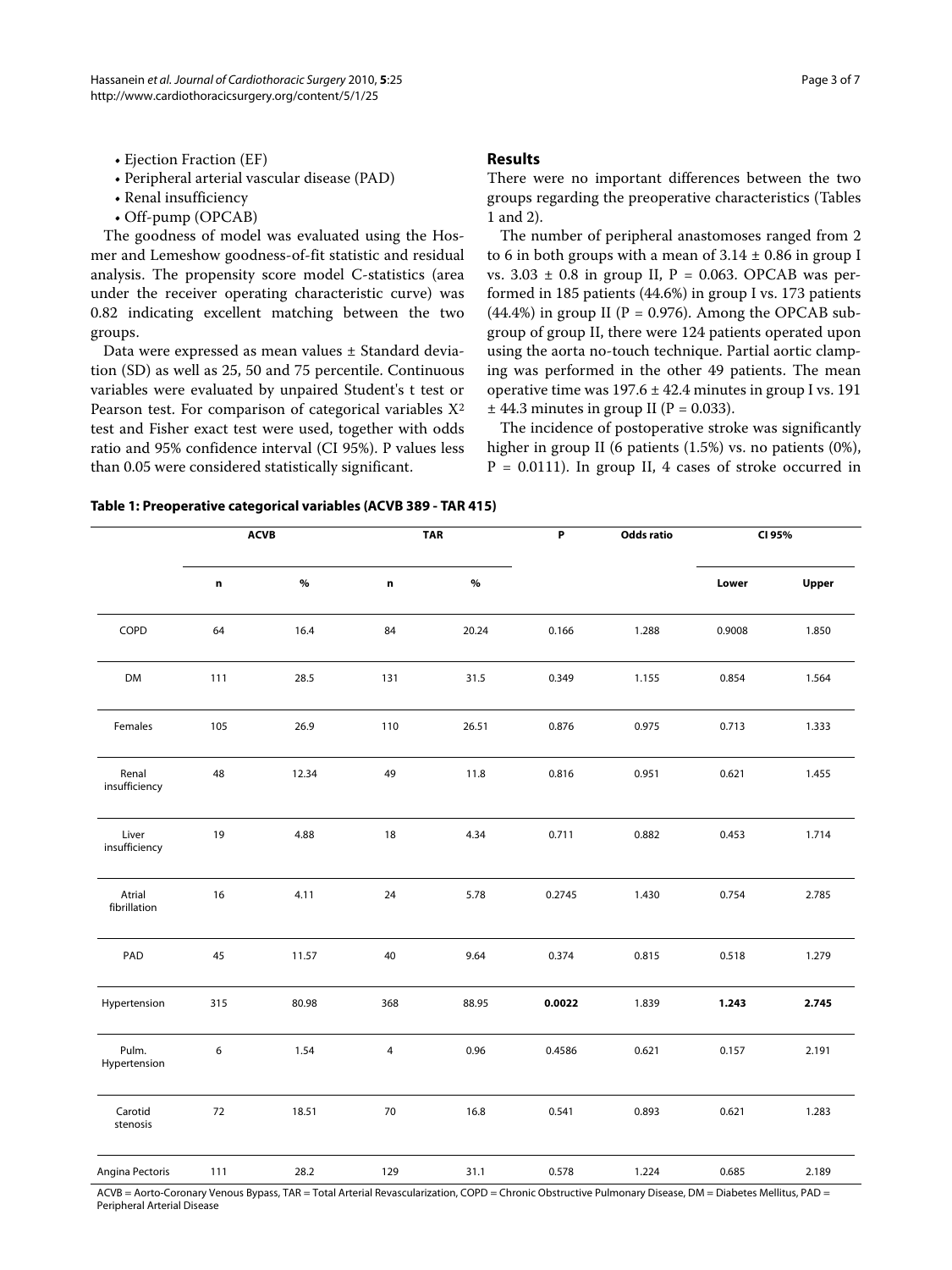- Ejection Fraction (EF)
- Peripheral arterial vascular disease (PAD)
- Renal insufficiency
- Off-pump (OPCAB)

The goodness of model was evaluated using the Hosmer and Lemeshow goodness-of-fit statistic and residual analysis. The propensity score model C-statistics (area under the receiver operating characteristic curve) was 0.82 indicating excellent matching between the two groups.

Data were expressed as mean values ± Standard deviation (SD) as well as 25, 50 and 75 percentile. Continuous variables were evaluated by unpaired Student's t test or Pearson test. For comparison of categorical variables $X^2$ test and Fisher exact test were used, together with odds ratio and 95% confidence interval (CI 95%). P values less than 0.05 were considered statistically significant.

## Results

There were no important differences between the two groups regarding the preoperative characteristics (Tables 1 and 2).

The number of peripheral anastomoses ranged from 2 to 6 in both groups with a mean of 3.14 ± 0.86 in group I vs. 3.03 ± 0.8 in group II, P = 0.063. OPCAB was performed in 185 patients (44.6%) in group I vs. 173 patients (44.4%) in group II (P = 0.976). Among the OPCAB subgroup of group II, there were 124 patients operated upon using the aorta no-touch technique. Partial aortic clamping was performed in the other 49 patients. The mean operative time was 197.6 ± 42.4 minutes in group I vs. 191 ± 44.3 minutes in group II (P = 0.033).

The incidence of postoperative stroke was significantly higher in group II (6 patients (1.5%) vs. no patients (0%), P = 0.0111). In group II, 4 cases of stroke occurred in

**Table 1: Preoperative categorical variables (ACVB 389 - TAR 415)**

| | ACVB | | TAR | | P | Odds ratio | CI 95% | |
|---|---|---|---|---|---|---|---|---|
| | n | % | n | % | | | Lower | Upper |
| COPD | 64 | 16.4 | 84 | 20.24 | 0.166 | 1.288 | 0.9008 | 1.850 |
| DM | 111 | 28.5 | 131 | 31.5 | 0.349 | 1.155 | 0.854 | 1.564 |
| Females | 105 | 26.9 | 110 | 26.51 | 0.876 | 0.975 | 0.713 | 1.333 |
| Renal insufficiency | 48 | 12.34 | 49 | 11.8 | 0.816 | 0.951 | 0.621 | 1.455 |
| Liver insufficiency | 19 | 4.88 | 18 | 4.34 | 0.711 | 0.882 | 0.453 | 1.714 |
| Atrial fibrillation | 16 | 4.11 | 24 | 5.78 | 0.2745 | 1.430 | 0.754 | 2.785 |
| PAD | 45 | 11.57 | 40 | 9.64 | 0.374 | 0.815 | 0.518 | 1.279 |
| Hypertension | 315 | 80.98 | 368 | 88.95 | **0.0022** | 1.839 | **1.243** | **2.745** |
| Pulm. Hypertension | 6 | 1.54 | 4 | 0.96 | 0.4586 | 0.621 | 0.157 | 2.191 |
| Carotid stenosis | 72 | 18.51 | 70 | 16.8 | 0.541 | 0.893 | 0.621 | 1.283 |
| Angina Pectoris | 111 | 28.2 | 129 | 31.1 | 0.578 | 1.224 | 0.685 | 2.189 |

ACVB = Aorto-Coronary Venous Bypass, TAR = Total Arterial Revascularization, COPD = Chronic Obstructive Pulmonary Disease, DM = Diabetes Mellitus, PAD = Peripheral Arterial Disease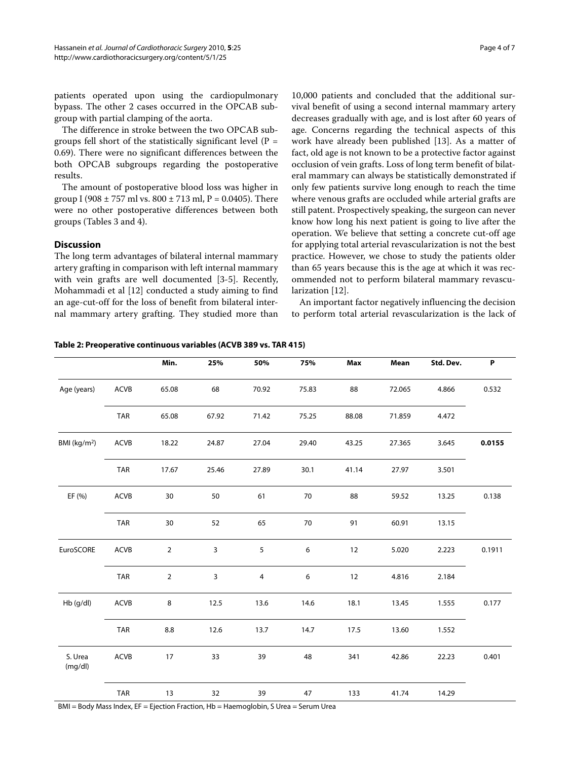patients operated upon using the cardiopulmonary bypass. The other 2 cases occurred in the OPCAB subgroup with partial clamping of the aorta.

The difference in stroke between the two OPCAB subgroups fell short of the statistically significant level (P = 0.69). There were no significant differences between the both OPCAB subgroups regarding the postoperative results.

The amount of postoperative blood loss was higher in group I (908 ± 757 ml vs. 800 ± 713 ml, P = 0.0405). There were no other postoperative differences between both groups (Tables 3 and 4).

## Discussion

The long term advantages of bilateral internal mammary artery grafting in comparison with left internal mammary with vein grafts are well documented [3-5]. Recently, Mohammadi et al [12] conducted a study aiming to find an age-cut-off for the loss of benefit from bilateral internal mammary artery grafting. They studied more than 10,000 patients and concluded that the additional survival benefit of using a second internal mammary artery decreases gradually with age, and is lost after 60 years of age. Concerns regarding the technical aspects of this work have already been published [13]. As a matter of fact, old age is not known to be a protective factor against occlusion of vein grafts. Loss of long term benefit of bilateral mammary can always be statistically demonstrated if only few patients survive long enough to reach the time where venous grafts are occluded while arterial grafts are still patent. Prospectively speaking, the surgeon can never know how long his next patient is going to live after the operation. We believe that setting a concrete cut-off age for applying total arterial revascularization is not the best practice. However, we chose to study the patients older than 65 years because this is the age at which it was recommended not to perform bilateral mammary revascularization [12].

An important factor negatively influencing the decision to perform total arterial revascularization is the lack of

**Table 2: Preoperative continuous variables (ACVB 389 vs. TAR 415)**

| | | Min. | 25% | 50% | 75% | Max | Mean | Std. Dev. | P |
|---|---|---|---|---|---|---|---|---|---|
| Age (years) | ACVB | 65.08 | 68 | 70.92 | 75.83 | 88 | 72.065 | 4.866 | 0.532 |
| | TAR | 65.08 | 67.92 | 71.42 | 75.25 | 88.08 | 71.859 | 4.472 | |
| BMI (kg/m$^2$) | ACVB | 18.22 | 24.87 | 27.04 | 29.40 | 43.25 | 27.365 | 3.645 | **0.0155** |
| | TAR | 17.67 | 25.46 | 27.89 | 30.1 | 41.14 | 27.97 | 3.501 | |
| EF (%) | ACVB | 30 | 50 | 61 | 70 | 88 | 59.52 | 13.25 | 0.138 |
| | TAR | 30 | 52 | 65 | 70 | 91 | 60.91 | 13.15 | |
| EuroSCORE | ACVB | 2 | 3 | 5 | 6 | 12 | 5.020 | 2.223 | 0.1911 |
| | TAR | 2 | 3 | 4 | 6 | 12 | 4.816 | 2.184 | |
| Hb (g/dl) | ACVB | 8 | 12.5 | 13.6 | 14.6 | 18.1 | 13.45 | 1.555 | 0.177 |
| | TAR | 8.8 | 12.6 | 13.7 | 14.7 | 17.5 | 13.60 | 1.552 | |
| S. Urea (mg/dl) | ACVB | 17 | 33 | 39 | 48 | 341 | 42.86 | 22.23 | 0.401 |
| | TAR | 13 | 32 | 39 | 47 | 133 | 41.74 | 14.29 | |

BMI = Body Mass Index, EF = Ejection Fraction, Hb = Haemoglobin, S Urea = Serum Urea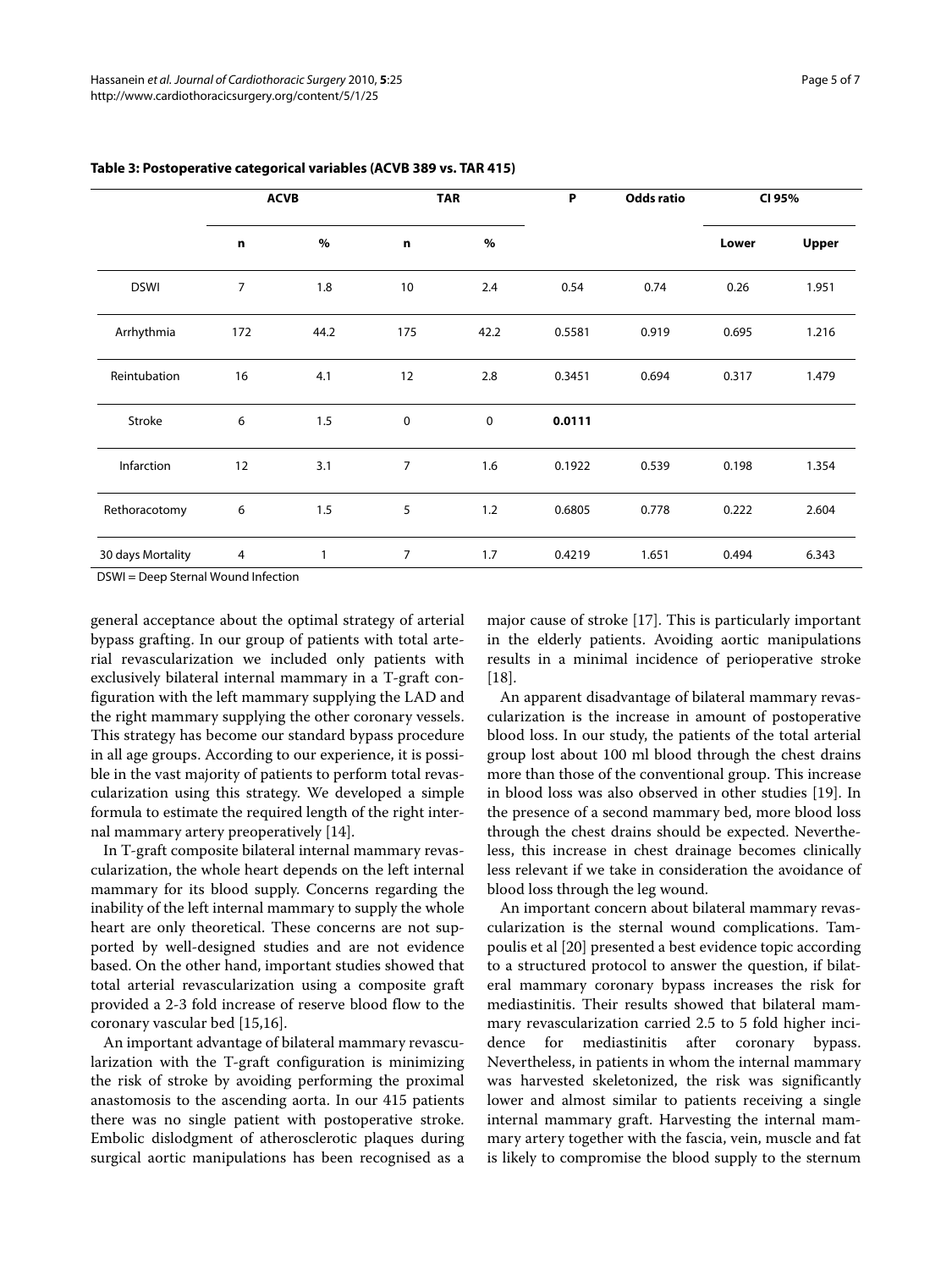**Table 3: Postoperative categorical variables (ACVB 389 vs. TAR 415)**

| | ACVB | | TAR | | P | Odds ratio | CI 95% | |
|---|---|---|---|---|---|---|---|---|
| | n | % | n | % | | | Lower | Upper |
| DSWI | 7 | 1.8 | 10 | 2.4 | 0.54 | 0.74 | 0.26 | 1.951 |
| Arrhythmia | 172 | 44.2 | 175 | 42.2 | 0.5581 | 0.919 | 0.695 | 1.216 |
| Reintubation | 16 | 4.1 | 12 | 2.8 | 0.3451 | 0.694 | 0.317 | 1.479 |
| Stroke | 6 | 1.5 | 0 | 0 | **0.0111** | | | |
| Infarction | 12 | 3.1 | 7 | 1.6 | 0.1922 | 0.539 | 0.198 | 1.354 |
| Rethoracotomy | 6 | 1.5 | 5 | 1.2 | 0.6805 | 0.778 | 0.222 | 2.604 |
| 30 days Mortality | 4 | 1 | 7 | 1.7 | 0.4219 | 1.651 | 0.494 | 6.343 |

DSWI = Deep Sternal Wound Infection

general acceptance about the optimal strategy of arterial bypass grafting. In our group of patients with total arterial revascularization we included only patients with exclusively bilateral internal mammary in a T-graft configuration with the left mammary supplying the LAD and the right mammary supplying the other coronary vessels. This strategy has become our standard bypass procedure in all age groups. According to our experience, it is possible in the vast majority of patients to perform total revascularization using this strategy. We developed a simple formula to estimate the required length of the right internal mammary artery preoperatively [14].

In T-graft composite bilateral internal mammary revascularization, the whole heart depends on the left internal mammary for its blood supply. Concerns regarding the inability of the left internal mammary to supply the whole heart are only theoretical. These concerns are not supported by well-designed studies and are not evidence based. On the other hand, important studies showed that total arterial revascularization using a composite graft provided a 2-3 fold increase of reserve blood flow to the coronary vascular bed [15,16].

An important advantage of bilateral mammary revascularization with the T-graft configuration is minimizing the risk of stroke by avoiding performing the proximal anastomosis to the ascending aorta. In our 415 patients there was no single patient with postoperative stroke. Embolic dislodgment of atherosclerotic plaques during surgical aortic manipulations has been recognised as a major cause of stroke [17]. This is particularly important in the elderly patients. Avoiding aortic manipulations results in a minimal incidence of perioperative stroke [18].

An apparent disadvantage of bilateral mammary revascularization is the increase in amount of postoperative blood loss. In our study, the patients of the total arterial group lost about 100 ml blood through the chest drains more than those of the conventional group. This increase in blood loss was also observed in other studies [19]. In the presence of a second mammary bed, more blood loss through the chest drains should be expected. Nevertheless, this increase in chest drainage becomes clinically less relevant if we take in consideration the avoidance of blood loss through the leg wound.

An important concern about bilateral mammary revascularization is the sternal wound complications. Tampoulis et al [20] presented a best evidence topic according to a structured protocol to answer the question, if bilateral mammary coronary bypass increases the risk for mediastinitis. Their results showed that bilateral mammary revascularization carried 2.5 to 5 fold higher incidence for mediastinitis after coronary bypass. Nevertheless, in patients in whom the internal mammary was harvested skeletonized, the risk was significantly lower and almost similar to patients receiving a single internal mammary graft. Harvesting the internal mammary artery together with the fascia, vein, muscle and fat is likely to compromise the blood supply to the sternum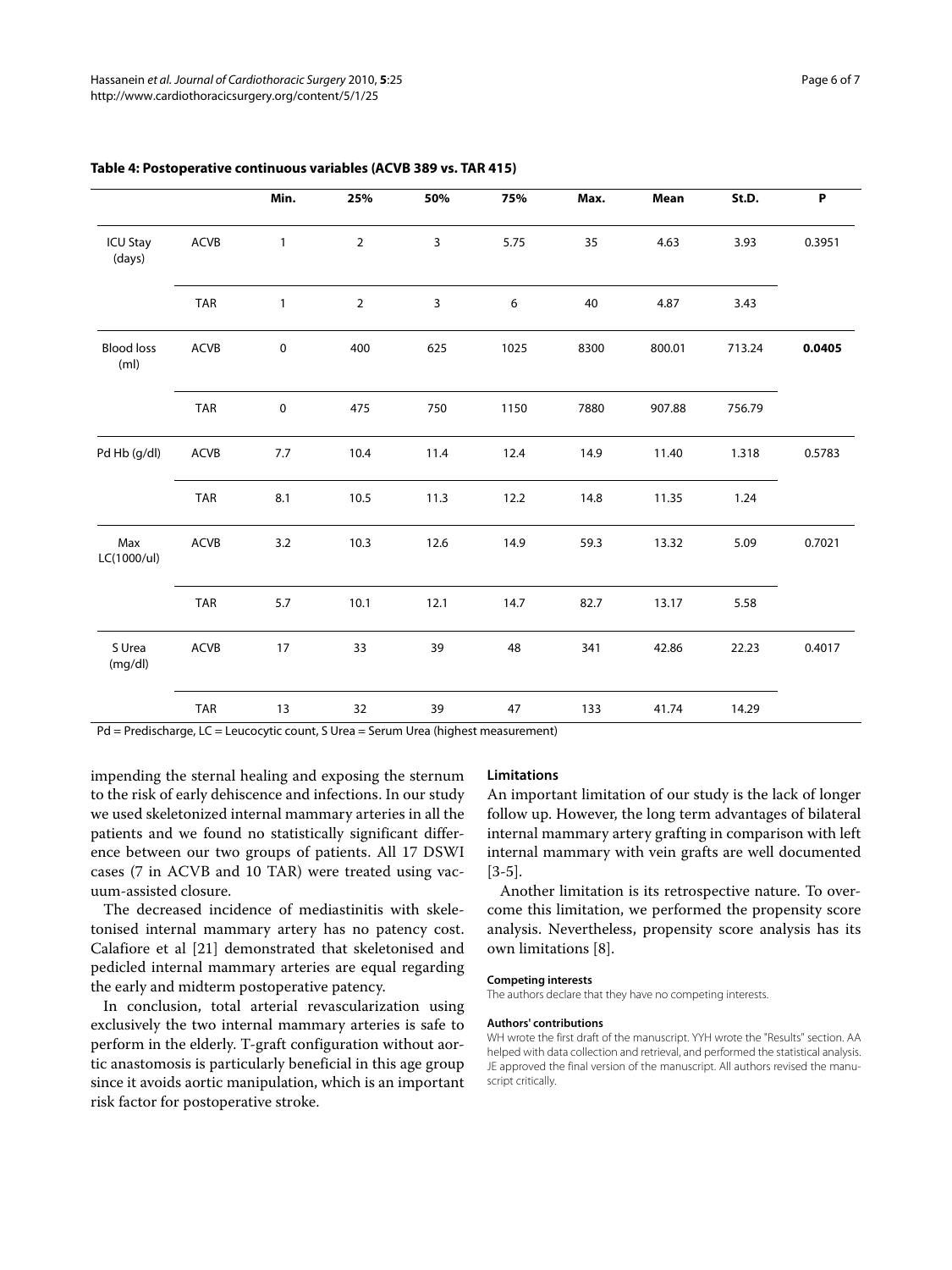**Table 4: Postoperative continuous variables (ACVB 389 vs. TAR 415)**

| | | Min. | 25% | 50% | 75% | Max. | Mean | St.D. | P |
|---|---|---|---|---|---|---|---|---|---|
| ICU Stay (days) | ACVB | 1 | 2 | 3 | 5.75 | 35 | 4.63 | 3.93 | 0.3951 |
| | TAR | 1 | 2 | 3 | 6 | 40 | 4.87 | 3.43 | |
| Blood loss (ml) | ACVB | 0 | 400 | 625 | 1025 | 8300 | 800.01 | 713.24 | **0.0405** |
| | TAR | 0 | 475 | 750 | 1150 | 7880 | 907.88 | 756.79 | |
| Pd Hb (g/dl) | ACVB | 7.7 | 10.4 | 11.4 | 12.4 | 14.9 | 11.40 | 1.318 | 0.5783 |
| | TAR | 8.1 | 10.5 | 11.3 | 12.2 | 14.8 | 11.35 | 1.24 | |
| Max LC(1000/ul) | ACVB | 3.2 | 10.3 | 12.6 | 14.9 | 59.3 | 13.32 | 5.09 | 0.7021 |
| | TAR | 5.7 | 10.1 | 12.1 | 14.7 | 82.7 | 13.17 | 5.58 | |
| S Urea (mg/dl) | ACVB | 17 | 33 | 39 | 48 | 341 | 42.86 | 22.23 | 0.4017 |
| | TAR | 13 | 32 | 39 | 47 | 133 | 41.74 | 14.29 | |

Pd = Predischarge, LC = Leucocytic count, S Urea = Serum Urea (highest measurement)

impending the sternal healing and exposing the sternum to the risk of early dehiscence and infections. In our study we used skeletonized internal mammary arteries in all the patients and we found no statistically significant difference between our two groups of patients. All 17 DSWI cases (7 in ACVB and 10 TAR) were treated using vacuum-assisted closure.

The decreased incidence of mediastinitis with skeletonised internal mammary artery has no patency cost. Calafiore et al [21] demonstrated that skeletonised and pedicled internal mammary arteries are equal regarding the early and midterm postoperative patency.

In conclusion, total arterial revascularization using exclusively the two internal mammary arteries is safe to perform in the elderly. T-graft configuration without aortic anastomosis is particularly beneficial in this age group since it avoids aortic manipulation, which is an important risk factor for postoperative stroke.

## Limitations

An important limitation of our study is the lack of longer follow up. However, the long term advantages of bilateral internal mammary artery grafting in comparison with left internal mammary with vein grafts are well documented [3-5].

Another limitation is its retrospective nature. To overcome this limitation, we performed the propensity score analysis. Nevertheless, propensity score analysis has its own limitations [8].

#### Competing interests

The authors declare that they have no competing interests.

#### Authors' contributions

WH wrote the first draft of the manuscript. YYH wrote the "Results" section. AA helped with data collection and retrieval, and performed the statistical analysis. JE approved the final version of the manuscript. All authors revised the manuscript critically.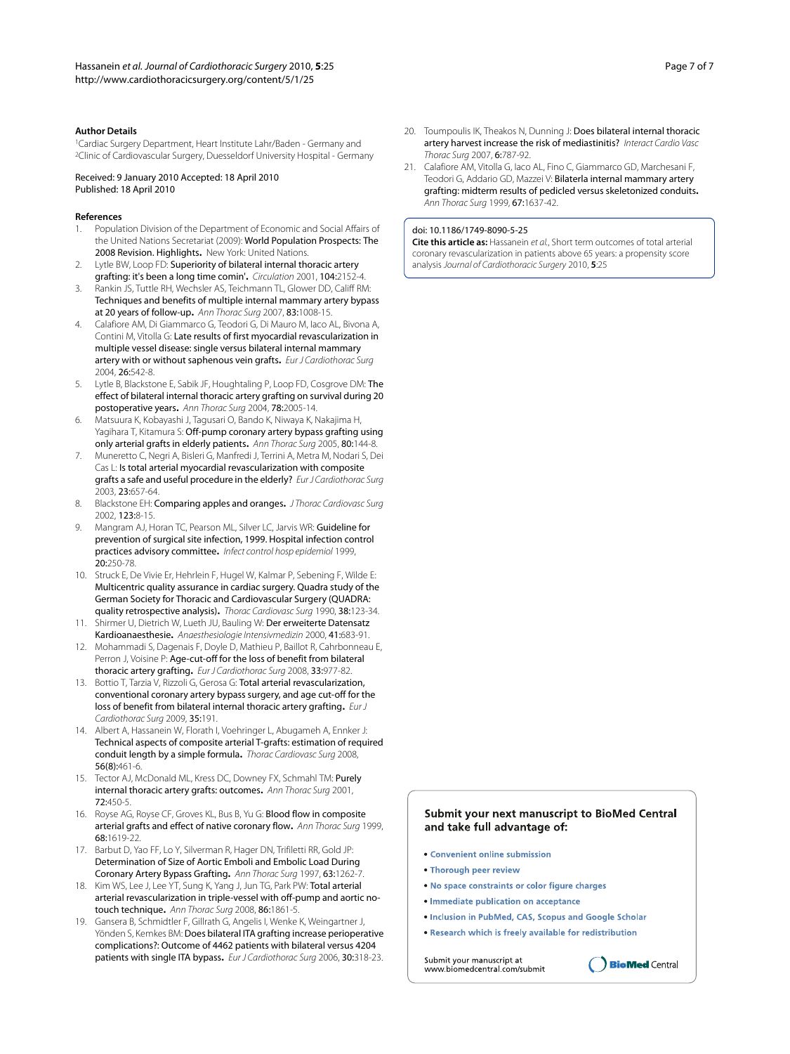### Author Details

[1]Cardiac Surgery Department, Heart Institute Lahr/Baden - Germany and [2]Clinic of Cardiovascular Surgery, Duesseldorf University Hospital - Germany

Received: 9 January 2010 Accepted: 18 April 2010
Published: 18 April 2010

### References

1. Population Division of the Department of Economic and Social Affairs of the United Nations Secretariat (2009): **World Population Prospects: The 2008 Revision. Highlights.** New York: United Nations.
2. Lytle BW, Loop FD: **Superiority of bilateral internal thoracic artery grafting: it's been a long time comin'.** *Circulation* 2001, **104:**2152-4.
3. Rankin JS, Tuttle RH, Wechsler AS, Teichmann TL, Glower DD, Califf RM: **Techniques and benefits of multiple internal mammary artery bypass at 20 years of follow-up.** *Ann Thorac Surg* 2007, **83:**1008-15.
4. Calafiore AM, Di Giammarco G, Teodori G, Di Mauro M, Iaco AL, Bivona A, Contini M, Vitolla G: **Late results of first myocardial revascularization in multiple vessel disease: single versus bilateral internal mammary artery with or without saphenous vein grafts.** *Eur J Cardiothorac Surg* 2004, **26:**542-8.
5. Lytle B, Blackstone E, Sabik JF, Houghtaling P, Loop FD, Cosgrove DM: **The effect of bilateral internal thoracic artery grafting on survival during 20 postoperative years.** *Ann Thorac Surg* 2004, **78:**2005-14.
6. Matsuura K, Kobayashi J, Tagusari O, Bando K, Niwaya K, Nakajima H, Yagihara T, Kitamura S: **Off-pump coronary artery bypass grafting using only arterial grafts in elderly patients.** *Ann Thorac Surg* 2005, **80:**144-8.
7. Muneretto C, Negri A, Bisleri G, Manfredi J, Terrini A, Metra M, Nodari S, Dei Cas L: **Is total arterial myocardial revascularization with composite grafts a safe and useful procedure in the elderly?** *Eur J Cardiothorac Surg* 2003, **23:**657-64.
8. Blackstone EH: **Comparing apples and oranges.** *J Thorac Cardiovasc Surg* 2002, **123:**8-15.
9. Mangram AJ, Horan TC, Pearson ML, Silver LC, Jarvis WR: **Guideline for prevention of surgical site infection, 1999. Hospital infection control practices advisory committee.** *Infect control hosp epidemiol* 1999, **20:**250-78.
10. Struck E, De Vivie Er, Hehrlein F, Hugel W, Kalmar P, Sebening F, Wilde E: **Multicentric quality assurance in cardiac surgery. Quadra study of the German Society for Thoracic and Cardiovascular Surgery (QUADRA: quality retrospective analysis).** *Thorac Cardiovasc Surg* 1990, **38:**123-34.
11. Shirmer U, Dietrich W, Lueth JU, Bauling W: **Der erweiterte Datensatz Kardioanaesthesie.** *Anaesthesiologie Intensivmedizin* 2000, **41:**683-91.
12. Mohammadi S, Dagenais F, Doyle D, Mathieu P, Baillot R, Cahrbonneau E, Perron J, Voisine P: **Age-cut-off for the loss of benefit from bilateral thoracic artery grafting.** *Eur J Cardiothorac Surg* 2008, **33:**977-82.
13. Bottio T, Tarzia V, Rizzoli G, Gerosa G: **Total arterial revascularization, conventional coronary artery bypass surgery, and age cut-off for the loss of benefit from bilateral internal thoracic artery grafting.** *Eur J Cardiothorac Surg* 2009, **35:**191.
14. Albert A, Hassanein W, Florath I, Voehringer L, Abugameh A, Ennker J: **Technical aspects of composite arterial T-grafts: estimation of required conduit length by a simple formula.** *Thorac Cardiovasc Surg* 2008, **56(8):**461-6.
15. Tector AJ, McDonald ML, Kress DC, Downey FX, Schmahl TM: **Purely internal thoracic artery grafts: outcomes.** *Ann Thorac Surg* 2001, **72:**450-5.
16. Royse AG, Royse CF, Groves KL, Bus B, Yu G: **Blood flow in composite arterial grafts and effect of native coronary flow.** *Ann Thorac Surg* 1999, **68:**1619-22.
17. Barbut D, Yao FF, Lo Y, Silverman R, Hager DN, Trifiletti RR, Gold JP: **Determination of Size of Aortic Emboli and Embolic Load During Coronary Artery Bypass Grafting.** *Ann Thorac Surg* 1997, **63:**1262-7.
18. Kim WS, Lee J, Lee YT, Sung K, Yang J, Jun TG, Park PW: **Total arterial arterial revascularization in triple-vessel with off-pump and aortic no-touch technique.** *Ann Thorac Surg* 2008, **86:**1861-5.
19. Gansera B, Schmidtler F, Gillrath G, Angelis I, Wenke K, Weingartner J, Yönden S, Kemkes BM: **Does bilateral ITA grafting increase perioperative complications?: Outcome of 4462 patients with bilateral versus 4204 patients with single ITA bypass.** *Eur J Cardiothorac Surg* 2006, **30:**318-23.
20. Toumpoulis IK, Theakos N, Dunning J: **Does bilateral internal thoracic artery harvest increase the risk of mediastinitis?** *Interact Cardio Vasc Thorac Surg* 2007, **6:**787-92.
21. Calafiore AM, Vitolla G, Iaco AL, Fino C, Giammarco GD, Marchesani F, Teodori G, Addario GD, Mazzei V: **Bilaterla internal mammary artery grafting: midterm results of pedicled versus skeletonized conduits.** *Ann Thorac Surg* 1999, **67:**1637-42.

doi: 10.1186/1749-8090-5-25
**Cite this article as:** Hassanein *et al.*, Short term outcomes of total arterial coronary revascularization in patients above 65 years: a propensity score analysis *Journal of Cardiothoracic Surgery* 2010, **5**:25